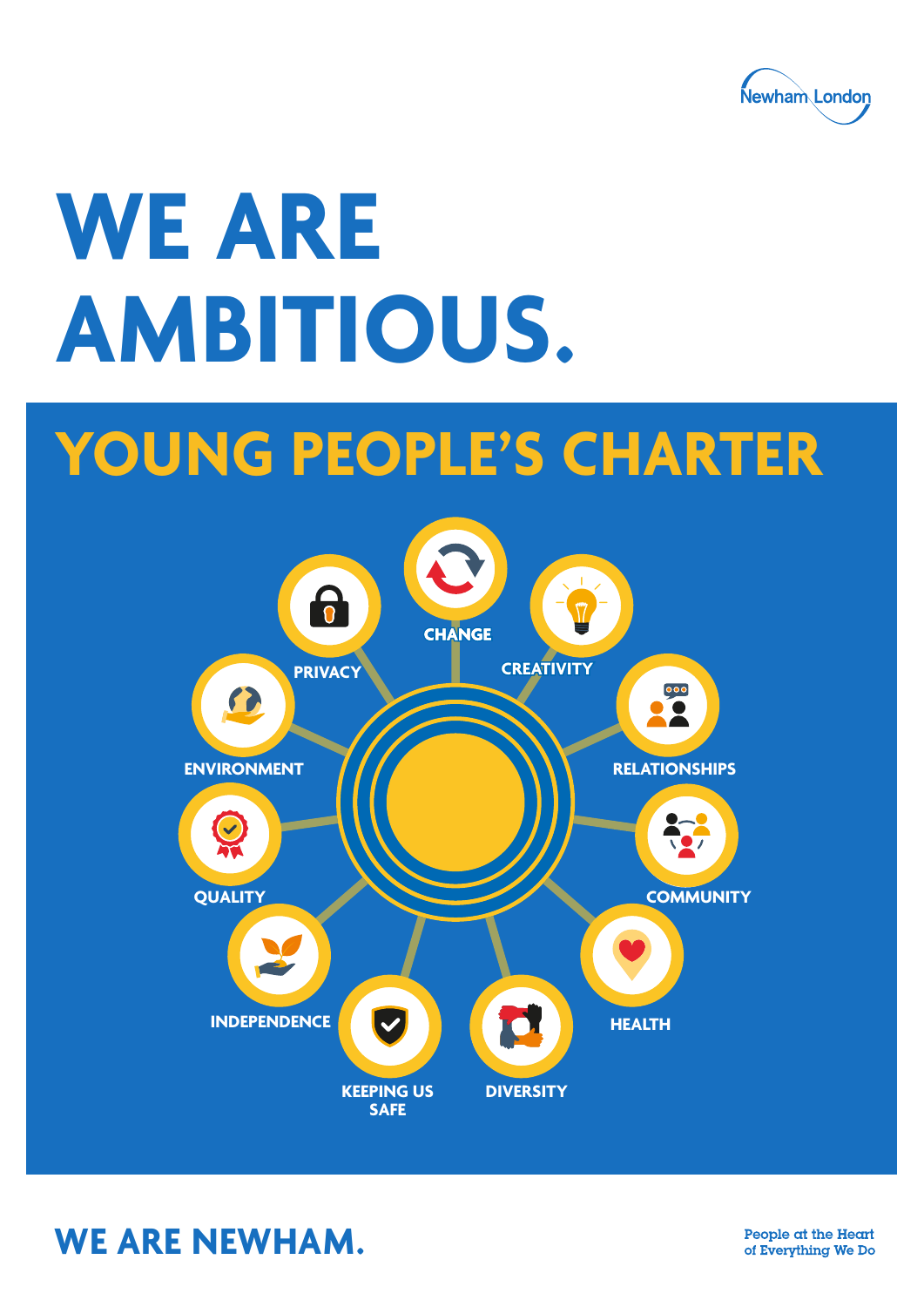Newham London

# WE ARE AMBITIOUS.

## YOUNG PEOPLE'S CHARTER

- CHANGE
- CREATIVITY
- RELATIONSHIPS
- COMMUNITY
- HEALTH
- DIVERSITY
- KEEPING US SAFE
- INDEPENDENCE
- QUALITY
- ENVIRONMENT
- PRIVACY

**WE ARE NEWHAM.**

People at the Heart of Everything We Do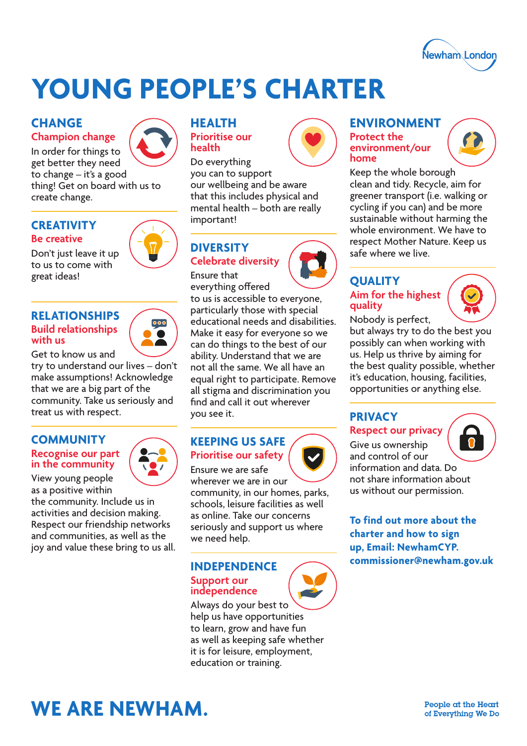# YOUNG PEOPLE'S CHARTER

## CHANGE

### Champion change

In order for things to get better they need to change – it's a good thing! Get on board with us to create change.

## CREATIVITY

### Be creative

Don't just leave it up to us to come with great ideas!

## RELATIONSHIPS

### Build relationships with us

Get to know us and try to understand our lives – don't make assumptions! Acknowledge that we are a big part of the community. Take us seriously and treat us with respect.

## COMMUNITY

### Recognise our part in the community

View young people as a positive within the community. Include us in activities and decision making. Respect our friendship networks and communities, as well as the joy and value these bring to us all.

## HEALTH

### Prioritise our health

Do everything you can to support our wellbeing and be aware that this includes physical and mental health – both are really important!

## DIVERSITY

### Celebrate diversity

Ensure that everything offered to us is accessible to everyone, particularly those with special educational needs and disabilities. Make it easy for everyone so we can do things to the best of our ability. Understand that we are not all the same. We all have an equal right to participate. Remove all stigma and discrimination you find and call it out wherever you see it.

## KEEPING US SAFE

### Prioritise our safety

Ensure we are safe wherever we are in our community, in our homes, parks, schools, leisure facilities as well as online. Take our concerns seriously and support us where we need help.

## INDEPENDENCE

### Support our independence

Always do your best to help us have opportunities to learn, grow and have fun as well as keeping safe whether it is for leisure, employment, education or training.

## ENVIRONMENT

### Protect the environment/our home

Keep the whole borough clean and tidy. Recycle, aim for greener transport (i.e. walking or cycling if you can) and be more sustainable without harming the whole environment. We have to respect Mother Nature. Keep us safe where we live.

## QUALITY

### Aim for the highest quality

Nobody is perfect, but always try to do the best you possibly can when working with us. Help us thrive by aiming for the best quality possible, whether it's education, housing, facilities, opportunities or anything else.

## PRIVACY

### Respect our privacy

Give us ownership and control of our information and data. Do not share information about us without our permission.

**To find out more about the charter and how to sign up, Email: NewhamCYP.commissioner@newham.gov.uk**

**WE ARE NEWHAM.**

People at the Heart of Everything We Do